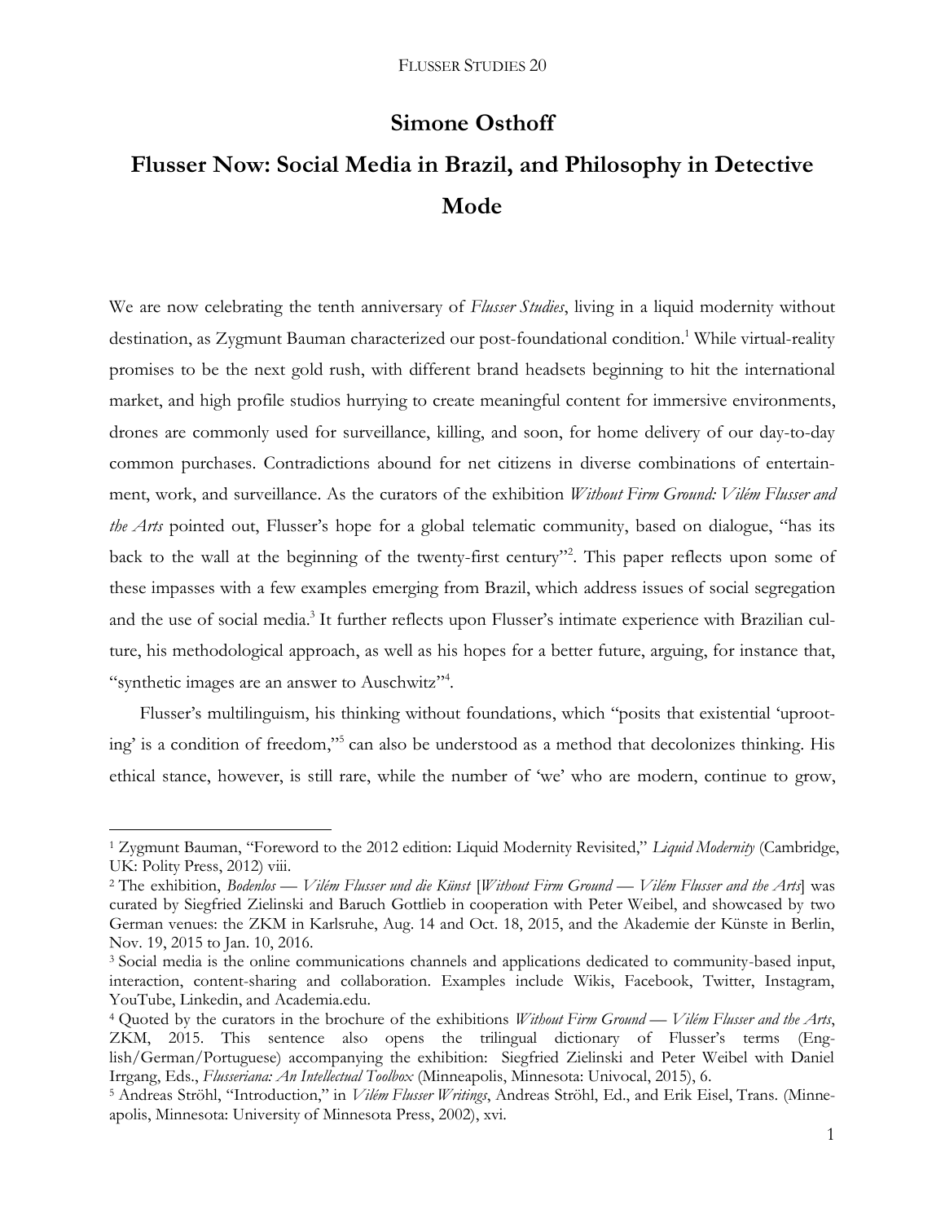# Simone Osthoff

## Flusser Now: Social Media in Brazil, and Philosophy in Detective Mode

We are now celebrating the tenth anniversary of *Flusser Studies*, living in a liquid modernity without destination, as Zygmunt Bauman characterized our post-foundational condition.[1] While virtual-reality promises to be the next gold rush, with different brand headsets beginning to hit the international market, and high profile studios hurrying to create meaningful content for immersive environments, drones are commonly used for surveillance, killing, and soon, for home delivery of our day-to-day common purchases. Contradictions abound for net citizens in diverse combinations of entertainment, work, and surveillance. As the curators of the exhibition *Without Firm Ground: Vilém Flusser and the Arts* pointed out, Flusser's hope for a global telematic community, based on dialogue, "has its back to the wall at the beginning of the twenty-first century"[2]. This paper reflects upon some of these impasses with a few examples emerging from Brazil, which address issues of social segregation and the use of social media.[3] It further reflects upon Flusser's intimate experience with Brazilian culture, his methodological approach, as well as his hopes for a better future, arguing, for instance that, "synthetic images are an answer to Auschwitz"[4].

Flusser's multilinguism, his thinking without foundations, which "posits that existential 'uprooting' is a condition of freedom,"[5] can also be understood as a method that decolonizes thinking. His ethical stance, however, is still rare, while the number of 'we' who are modern, continue to grow,

---

[1] Zygmunt Bauman, "Foreword to the 2012 edition: Liquid Modernity Revisited," *Liquid Modernity* (Cambridge, UK: Polity Press, 2012) viii.

[2] The exhibition, *Bodenlos — Vilém Flusser und die Künst* [*Without Firm Ground — Vilém Flusser and the Arts*] was curated by Siegfried Zielinski and Baruch Gottlieb in cooperation with Peter Weibel, and showcased by two German venues: the ZKM in Karlsruhe, Aug. 14 and Oct. 18, 2015, and the Akademie der Künste in Berlin, Nov. 19, 2015 to Jan. 10, 2016.

[3] Social media is the online communications channels and applications dedicated to community-based input, interaction, content-sharing and collaboration. Examples include Wikis, Facebook, Twitter, Instagram, YouTube, Linkedin, and Academia.edu.

[4] Quoted by the curators in the brochure of the exhibitions *Without Firm Ground — Vilém Flusser and the Arts*, ZKM, 2015. This sentence also opens the trilingual dictionary of Flusser's terms (English/German/Portuguese) accompanying the exhibition: Siegfried Zielinski and Peter Weibel with Daniel Irrgang, Eds., *Flusseriana: An Intellectual Toolbox* (Minneapolis, Minnesota: Univocal, 2015), 6.

[5] Andreas Ströhl, "Introduction," in *Vilém Flusser Writings*, Andreas Ströhl, Ed., and Erik Eisel, Trans. (Minneapolis, Minnesota: University of Minnesota Press, 2002), xvi.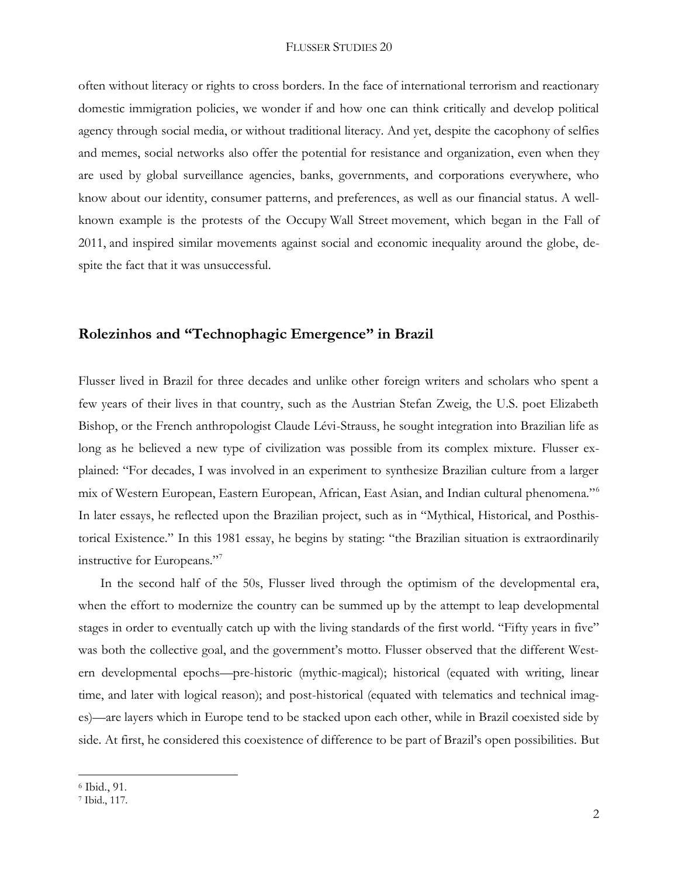often without literacy or rights to cross borders. In the face of international terrorism and reactionary domestic immigration policies, we wonder if and how one can think critically and develop political agency through social media, or without traditional literacy. And yet, despite the cacophony of selfies and memes, social networks also offer the potential for resistance and organization, even when they are used by global surveillance agencies, banks, governments, and corporations everywhere, who know about our identity, consumer patterns, and preferences, as well as our financial status. A well-known example is the protests of the Occupy Wall Street movement, which began in the Fall of 2011, and inspired similar movements against social and economic inequality around the globe, despite the fact that it was unsuccessful.

## Rolezinhos and "Technophagic Emergence" in Brazil

Flusser lived in Brazil for three decades and unlike other foreign writers and scholars who spent a few years of their lives in that country, such as the Austrian Stefan Zweig, the U.S. poet Elizabeth Bishop, or the French anthropologist Claude Lévi-Strauss, he sought integration into Brazilian life as long as he believed a new type of civilization was possible from its complex mixture. Flusser explained: "For decades, I was involved in an experiment to synthesize Brazilian culture from a larger mix of Western European, Eastern European, African, East Asian, and Indian cultural phenomena."[6] In later essays, he reflected upon the Brazilian project, such as in "Mythical, Historical, and Posthistorical Existence." In this 1981 essay, he begins by stating: "the Brazilian situation is extraordinarily instructive for Europeans."[7]

In the second half of the 50s, Flusser lived through the optimism of the developmental era, when the effort to modernize the country can be summed up by the attempt to leap developmental stages in order to eventually catch up with the living standards of the first world. "Fifty years in five" was both the collective goal, and the government's motto. Flusser observed that the different Western developmental epochs—pre-historic (mythic-magical); historical (equated with writing, linear time, and later with logical reason); and post-historical (equated with telematics and technical images)—are layers which in Europe tend to be stacked upon each other, while in Brazil coexisted side by side. At first, he considered this coexistence of difference to be part of Brazil's open possibilities. But

[6] Ibid., 91.
[7] Ibid., 117.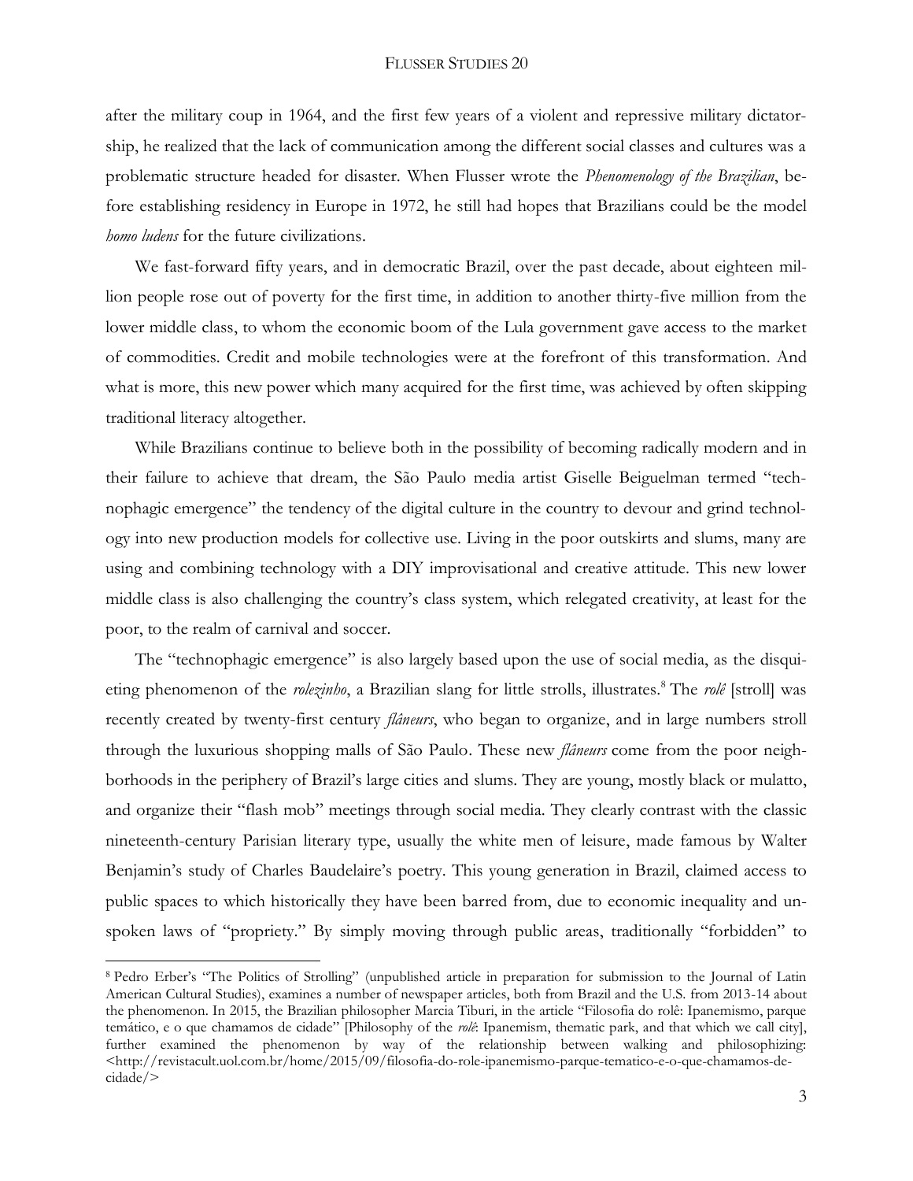after the military coup in 1964, and the first few years of a violent and repressive military dictatorship, he realized that the lack of communication among the different social classes and cultures was a problematic structure headed for disaster. When Flusser wrote the *Phenomenology of the Brazilian*, before establishing residency in Europe in 1972, he still had hopes that Brazilians could be the model *homo ludens* for the future civilizations.

We fast-forward fifty years, and in democratic Brazil, over the past decade, about eighteen million people rose out of poverty for the first time, in addition to another thirty-five million from the lower middle class, to whom the economic boom of the Lula government gave access to the market of commodities. Credit and mobile technologies were at the forefront of this transformation. And what is more, this new power which many acquired for the first time, was achieved by often skipping traditional literacy altogether.

While Brazilians continue to believe both in the possibility of becoming radically modern and in their failure to achieve that dream, the São Paulo media artist Giselle Beiguelman termed "technophagic emergence" the tendency of the digital culture in the country to devour and grind technology into new production models for collective use. Living in the poor outskirts and slums, many are using and combining technology with a DIY improvisational and creative attitude. This new lower middle class is also challenging the country's class system, which relegated creativity, at least for the poor, to the realm of carnival and soccer.

The "technophagic emergence" is also largely based upon the use of social media, as the disquieting phenomenon of the *rolezinho*, a Brazilian slang for little strolls, illustrates.[8] The *rolê* [stroll] was recently created by twenty-first century *flâneurs*, who began to organize, and in large numbers stroll through the luxurious shopping malls of São Paulo. These new *flâneurs* come from the poor neighborhoods in the periphery of Brazil's large cities and slums. They are young, mostly black or mulatto, and organize their "flash mob" meetings through social media. They clearly contrast with the classic nineteenth-century Parisian literary type, usually the white men of leisure, made famous by Walter Benjamin's study of Charles Baudelaire's poetry. This young generation in Brazil, claimed access to public spaces to which historically they have been barred from, due to economic inequality and unspoken laws of "propriety." By simply moving through public areas, traditionally "forbidden" to

---

[8] Pedro Erber's "The Politics of Strolling" (unpublished article in preparation for submission to the Journal of Latin American Cultural Studies), examines a number of newspaper articles, both from Brazil and the U.S. from 2013-14 about the phenomenon. In 2015, the Brazilian philosopher Marcia Tiburi, in the article "Filosofia do rolê: Ipanemismo, parque temático, e o que chamamos de cidade" [Philosophy of the *rolê*: Ipanemism, thematic park, and that which we call city], further examined the phenomenon by way of the relationship between walking and philosophizing: <http://revistacult.uol.com.br/home/2015/09/filosofia-do-role-ipanemismo-parque-tematico-e-o-que-chamamos-de-cidade/>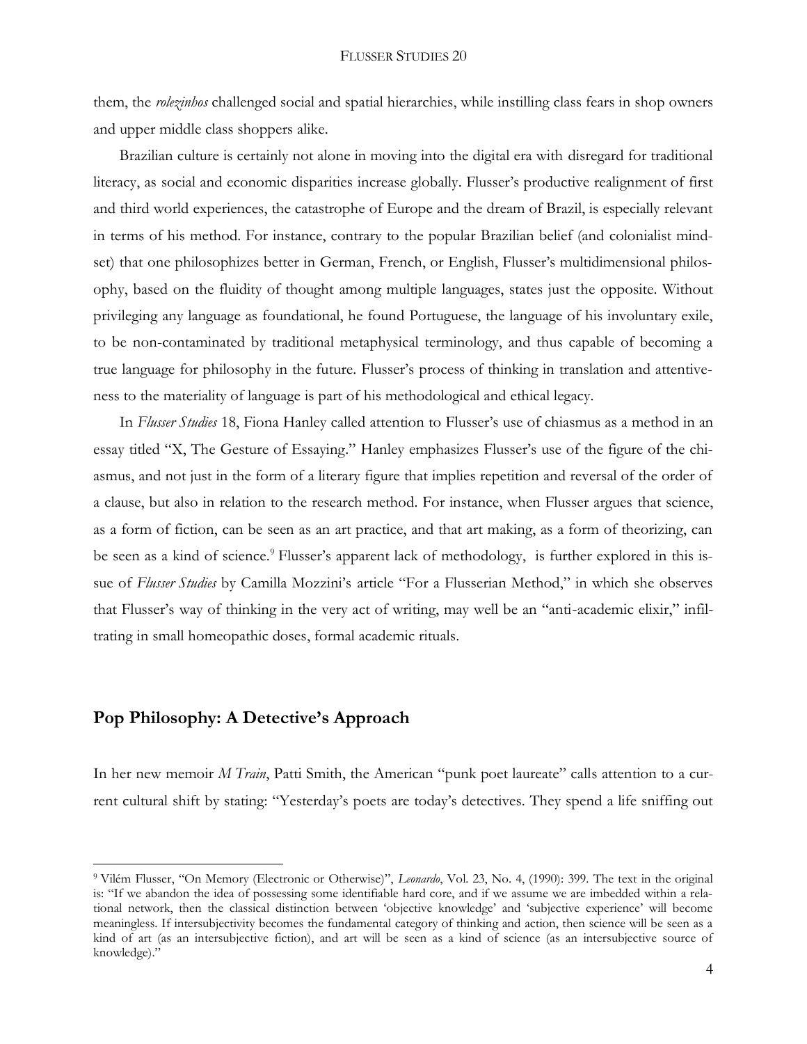them, the *rolezinhos* challenged social and spatial hierarchies, while instilling class fears in shop owners and upper middle class shoppers alike.

Brazilian culture is certainly not alone in moving into the digital era with disregard for traditional literacy, as social and economic disparities increase globally. Flusser's productive realignment of first and third world experiences, the catastrophe of Europe and the dream of Brazil, is especially relevant in terms of his method. For instance, contrary to the popular Brazilian belief (and colonialist mindset) that one philosophizes better in German, French, or English, Flusser's multidimensional philosophy, based on the fluidity of thought among multiple languages, states just the opposite. Without privileging any language as foundational, he found Portuguese, the language of his involuntary exile, to be non-contaminated by traditional metaphysical terminology, and thus capable of becoming a true language for philosophy in the future. Flusser's process of thinking in translation and attentiveness to the materiality of language is part of his methodological and ethical legacy.

In *Flusser Studies* 18, Fiona Hanley called attention to Flusser's use of chiasmus as a method in an essay titled "X, The Gesture of Essaying." Hanley emphasizes Flusser's use of the figure of the chiasmus, and not just in the form of a literary figure that implies repetition and reversal of the order of a clause, but also in relation to the research method. For instance, when Flusser argues that science, as a form of fiction, can be seen as an art practice, and that art making, as a form of theorizing, can be seen as a kind of science.[9] Flusser's apparent lack of methodology, is further explored in this issue of *Flusser Studies* by Camilla Mozzini's article "For a Flusserian Method," in which she observes that Flusser's way of thinking in the very act of writing, may well be an "anti-academic elixir," infiltrating in small homeopathic doses, formal academic rituals.

## Pop Philosophy: A Detective's Approach

In her new memoir *M Train*, Patti Smith, the American "punk poet laureate" calls attention to a current cultural shift by stating: "Yesterday's poets are today's detectives. They spend a life sniffing out

---

[9] Vilém Flusser, "On Memory (Electronic or Otherwise)", *Leonardo*, Vol. 23, No. 4, (1990): 399. The text in the original is: "If we abandon the idea of possessing some identifiable hard core, and if we assume we are imbedded within a relational network, then the classical distinction between 'objective knowledge' and 'subjective experience' will become meaningless. If intersubjectivity becomes the fundamental category of thinking and action, then science will be seen as a kind of art (as an intersubjective fiction), and art will be seen as a kind of science (as an intersubjective source of knowledge)."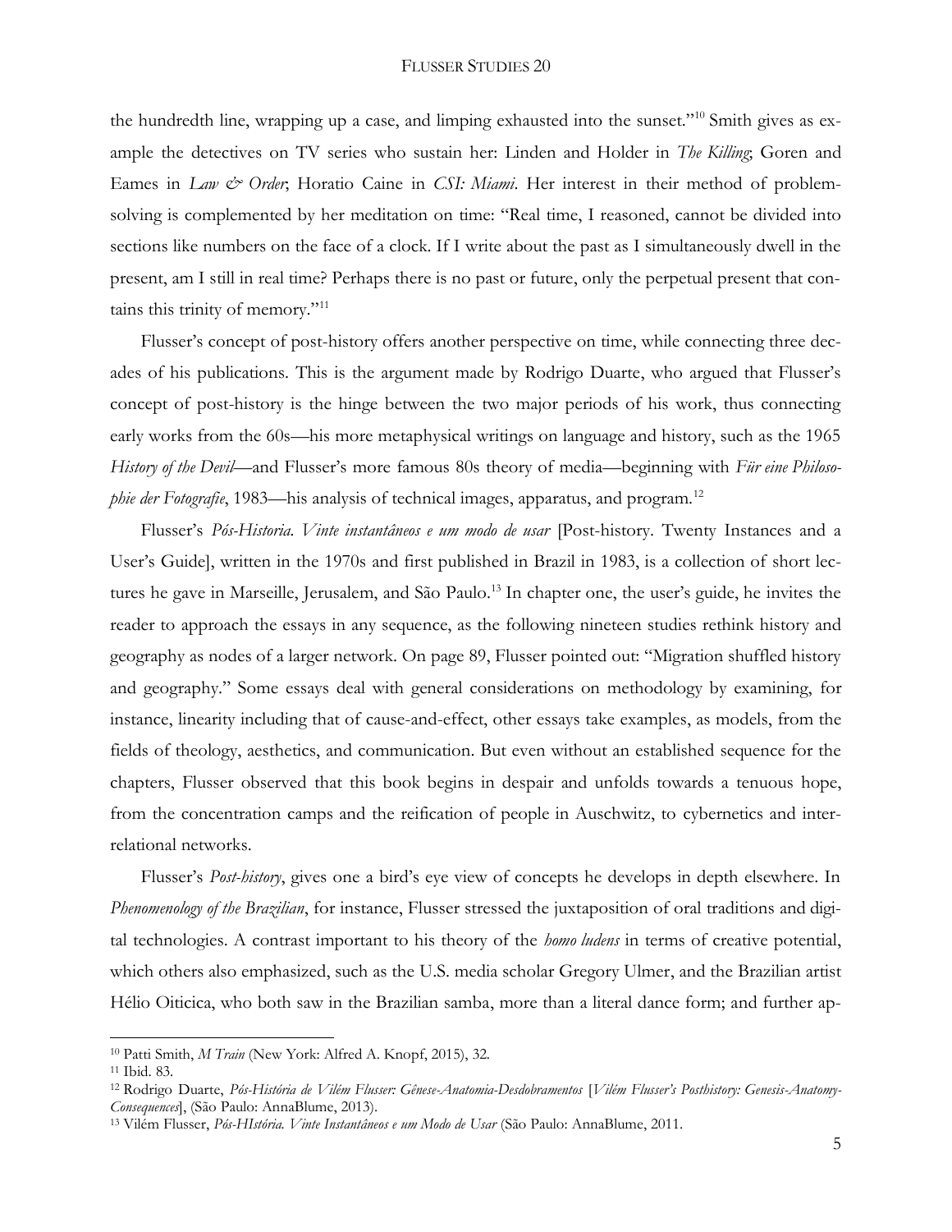the hundredth line, wrapping up a case, and limping exhausted into the sunset."[10] Smith gives as example the detectives on TV series who sustain her: Linden and Holder in *The Killing*; Goren and Eames in *Law & Order*; Horatio Caine in *CSI: Miami*. Her interest in their method of problem-solving is complemented by her meditation on time: "Real time, I reasoned, cannot be divided into sections like numbers on the face of a clock. If I write about the past as I simultaneously dwell in the present, am I still in real time? Perhaps there is no past or future, only the perpetual present that contains this trinity of memory."[11]

Flusser's concept of post-history offers another perspective on time, while connecting three decades of his publications. This is the argument made by Rodrigo Duarte, who argued that Flusser's concept of post-history is the hinge between the two major periods of his work, thus connecting early works from the 60s—his more metaphysical writings on language and history, such as the 1965 *History of the Devil*—and Flusser's more famous 80s theory of media—beginning with *Für eine Philosophie der Fotografie*, 1983—his analysis of technical images, apparatus, and program.[12]

Flusser's *Pós-Historia. Vinte instantâneos e um modo de usar* [Post-history. Twenty Instances and a User's Guide], written in the 1970s and first published in Brazil in 1983, is a collection of short lectures he gave in Marseille, Jerusalem, and São Paulo.[13] In chapter one, the user's guide, he invites the reader to approach the essays in any sequence, as the following nineteen studies rethink history and geography as nodes of a larger network. On page 89, Flusser pointed out: "Migration shuffled history and geography." Some essays deal with general considerations on methodology by examining, for instance, linearity including that of cause-and-effect, other essays take examples, as models, from the fields of theology, aesthetics, and communication. But even without an established sequence for the chapters, Flusser observed that this book begins in despair and unfolds towards a tenuous hope, from the concentration camps and the reification of people in Auschwitz, to cybernetics and inter-relational networks.

Flusser's *Post-history*, gives one a bird's eye view of concepts he develops in depth elsewhere. In *Phenomenology of the Brazilian*, for instance, Flusser stressed the juxtaposition of oral traditions and digital technologies. A contrast important to his theory of the *homo ludens* in terms of creative potential, which others also emphasized, such as the U.S. media scholar Gregory Ulmer, and the Brazilian artist Hélio Oiticica, who both saw in the Brazilian samba, more than a literal dance form; and further ap-

---

[10] Patti Smith, *M Train* (New York: Alfred A. Knopf, 2015), 32.

[11] Ibid. 83.

[12] Rodrigo Duarte, *Pós-História de Vilém Flusser: Gênese-Anatomia-Desdobramentos* [*Vilém Flusser's Posthistory: Genesis-Anatomy-Consequences*], (São Paulo: AnnaBlume, 2013).

[13] Vilém Flusser, *Pós-HIstória. Vinte Instantâneos e um Modo de Usar* (São Paulo: AnnaBlume, 2011.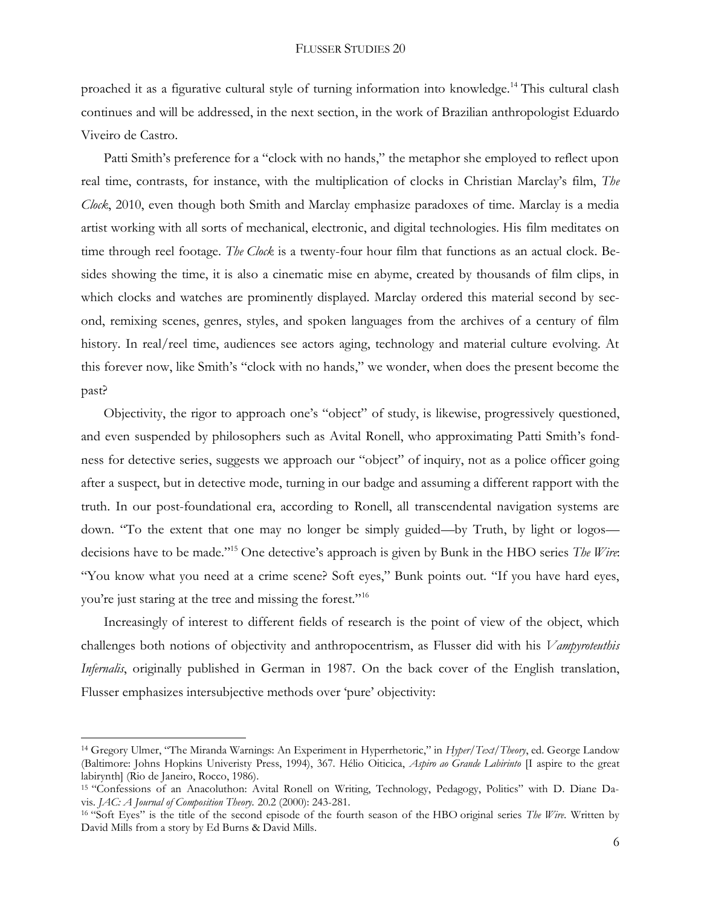proached it as a figurative cultural style of turning information into knowledge.[14] This cultural clash continues and will be addressed, in the next section, in the work of Brazilian anthropologist Eduardo Viveiro de Castro.

Patti Smith's preference for a "clock with no hands," the metaphor she employed to reflect upon real time, contrasts, for instance, with the multiplication of clocks in Christian Marclay's film, *The Clock*, 2010, even though both Smith and Marclay emphasize paradoxes of time. Marclay is a media artist working with all sorts of mechanical, electronic, and digital technologies. His film meditates on time through reel footage. *The Clock* is a twenty-four hour film that functions as an actual clock. Besides showing the time, it is also a cinematic mise en abyme, created by thousands of film clips, in which clocks and watches are prominently displayed. Marclay ordered this material second by second, remixing scenes, genres, styles, and spoken languages from the archives of a century of film history. In real/reel time, audiences see actors aging, technology and material culture evolving. At this forever now, like Smith's "clock with no hands," we wonder, when does the present become the past?

Objectivity, the rigor to approach one's "object" of study, is likewise, progressively questioned, and even suspended by philosophers such as Avital Ronell, who approximating Patti Smith's fondness for detective series, suggests we approach our "object" of inquiry, not as a police officer going after a suspect, but in detective mode, turning in our badge and assuming a different rapport with the truth. In our post-foundational era, according to Ronell, all transcendental navigation systems are down. "To the extent that one may no longer be simply guided—by Truth, by light or logos—decisions have to be made."[15] One detective's approach is given by Bunk in the HBO series *The Wire*: "You know what you need at a crime scene? Soft eyes," Bunk points out. "If you have hard eyes, you're just staring at the tree and missing the forest."[16]

Increasingly of interest to different fields of research is the point of view of the object, which challenges both notions of objectivity and anthropocentrism, as Flusser did with his *Vampyroteuthis Infernalis*, originally published in German in 1987. On the back cover of the English translation, Flusser emphasizes intersubjective methods over 'pure' objectivity:

---

[14] Gregory Ulmer, "The Miranda Warnings: An Experiment in Hyperrhetoric," in *Hyper/Text/Theory*, ed. George Landow (Baltimore: Johns Hopkins Univeristy Press, 1994), 367. Hélio Oiticica, *Aspiro ao Grande Labirinto* [I aspire to the great labirynth] (Rio de Janeiro, Rocco, 1986).

[15] "Confessions of an Anacoluthon: Avital Ronell on Writing, Technology, Pedagogy, Politics" with D. Diane Davis. *JAC: A Journal of Composition Theory.* 20.2 (2000): 243-281.

[16] "Soft Eyes" is the title of the second episode of the fourth season of the HBO original series *The Wire*. Written by David Mills from a story by Ed Burns & David Mills.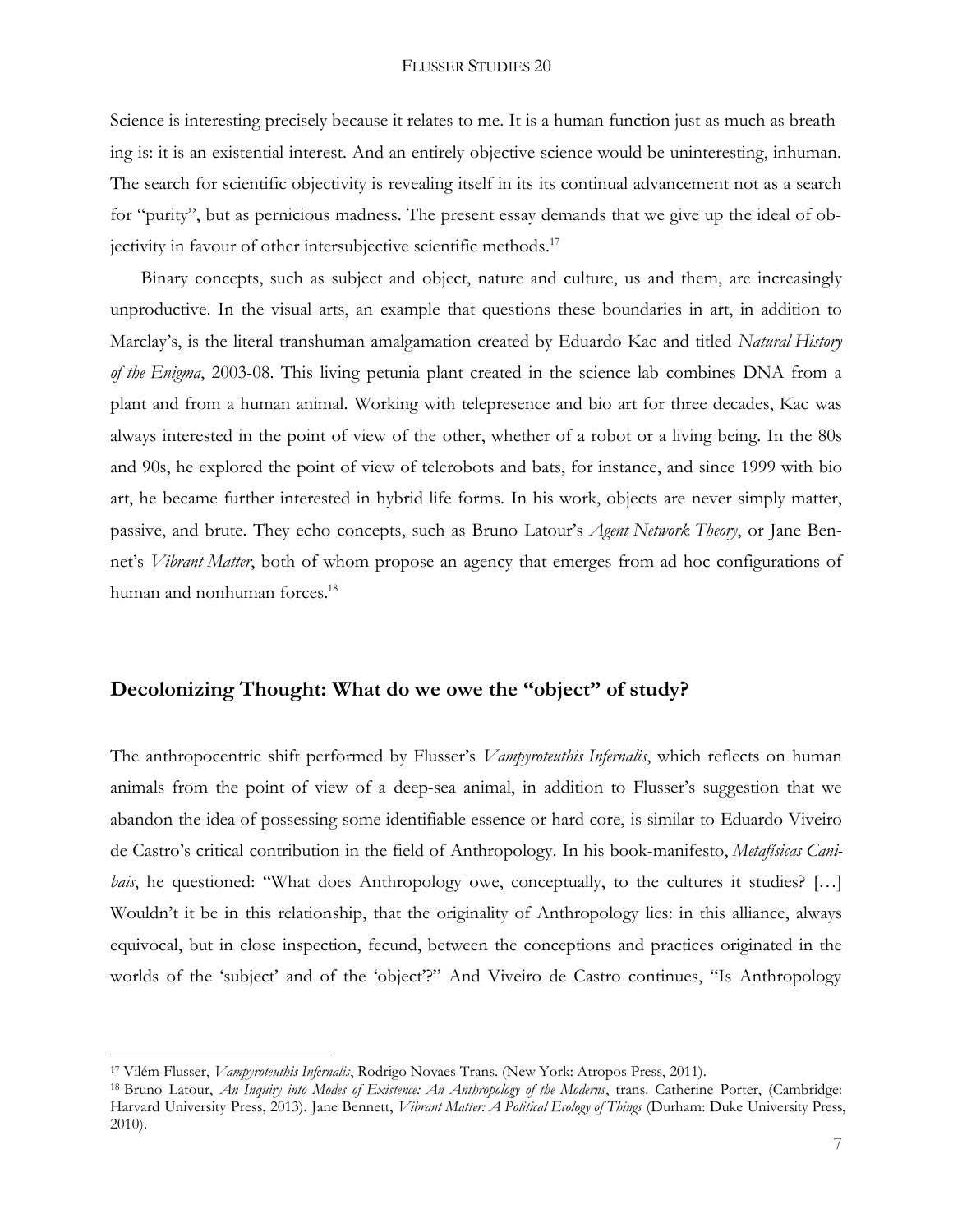Science is interesting precisely because it relates to me. It is a human function just as much as breathing is: it is an existential interest. And an entirely objective science would be uninteresting, inhuman. The search for scientific objectivity is revealing itself in its its continual advancement not as a search for "purity", but as pernicious madness. The present essay demands that we give up the ideal of objectivity in favour of other intersubjective scientific methods.[17]

Binary concepts, such as subject and object, nature and culture, us and them, are increasingly unproductive. In the visual arts, an example that questions these boundaries in art, in addition to Marclay's, is the literal transhuman amalgamation created by Eduardo Kac and titled *Natural History of the Enigma*, 2003-08. This living petunia plant created in the science lab combines DNA from a plant and from a human animal. Working with telepresence and bio art for three decades, Kac was always interested in the point of view of the other, whether of a robot or a living being. In the 80s and 90s, he explored the point of view of telerobots and bats, for instance, and since 1999 with bio art, he became further interested in hybrid life forms. In his work, objects are never simply matter, passive, and brute. They echo concepts, such as Bruno Latour's *Agent Network Theory*, or Jane Bennet's *Vibrant Matter*, both of whom propose an agency that emerges from ad hoc configurations of human and nonhuman forces.[18]

## Decolonizing Thought: What do we owe the "object" of study?

The anthropocentric shift performed by Flusser's *Vampyroteuthis Infernalis*, which reflects on human animals from the point of view of a deep-sea animal, in addition to Flusser's suggestion that we abandon the idea of possessing some identifiable essence or hard core, is similar to Eduardo Viveiro de Castro's critical contribution in the field of Anthropology. In his book-manifesto, *Metafísicas Canibais*, he questioned: "What does Anthropology owe, conceptually, to the cultures it studies? […] Wouldn't it be in this relationship, that the originality of Anthropology lies: in this alliance, always equivocal, but in close inspection, fecund, between the conceptions and practices originated in the worlds of the 'subject' and of the 'object'?" And Viveiro de Castro continues, "Is Anthropology

---

[17] Vilém Flusser, *Vampyroteuthis Infernalis*, Rodrigo Novaes Trans. (New York: Atropos Press, 2011).

[18] Bruno Latour, *An Inquiry into Modes of Existence: An Anthropology of the Moderns*, trans. Catherine Porter, (Cambridge: Harvard University Press, 2013). Jane Bennett, *Vibrant Matter: A Political Ecology of Things* (Durham: Duke University Press, 2010).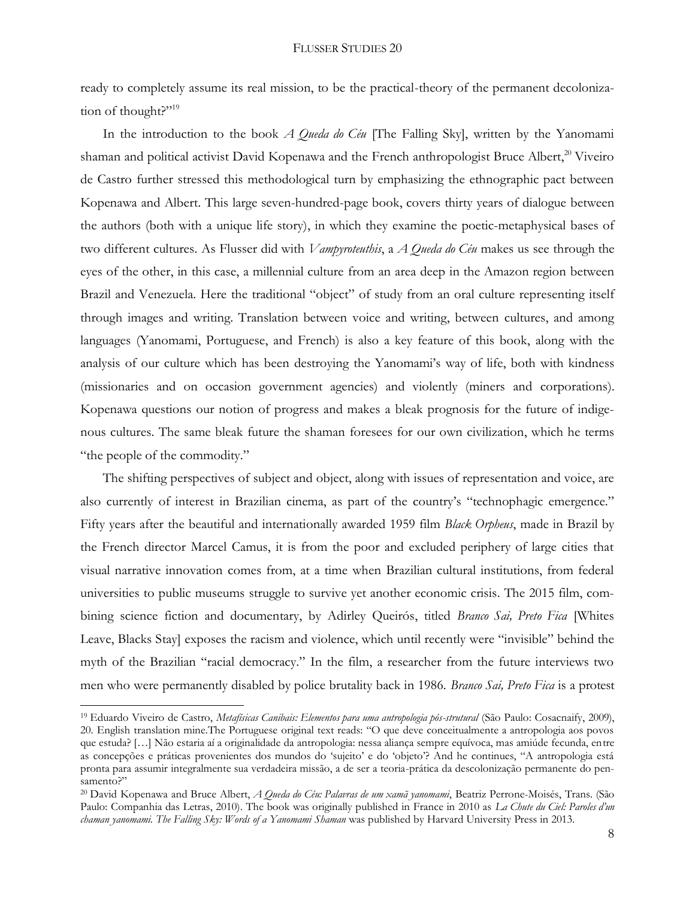ready to completely assume its real mission, to be the practical-theory of the permanent decolonization of thought?"[19]

In the introduction to the book *A Queda do Céu* [The Falling Sky], written by the Yanomami shaman and political activist David Kopenawa and the French anthropologist Bruce Albert,[20] Viveiro de Castro further stressed this methodological turn by emphasizing the ethnographic pact between Kopenawa and Albert. This large seven-hundred-page book, covers thirty years of dialogue between the authors (both with a unique life story), in which they examine the poetic-metaphysical bases of two different cultures. As Flusser did with *Vampyroteuthis*, a *A Queda do Céu* makes us see through the eyes of the other, in this case, a millennial culture from an area deep in the Amazon region between Brazil and Venezuela. Here the traditional "object" of study from an oral culture representing itself through images and writing. Translation between voice and writing, between cultures, and among languages (Yanomami, Portuguese, and French) is also a key feature of this book, along with the analysis of our culture which has been destroying the Yanomami's way of life, both with kindness (missionaries and on occasion government agencies) and violently (miners and corporations). Kopenawa questions our notion of progress and makes a bleak prognosis for the future of indigenous cultures. The same bleak future the shaman foresees for our own civilization, which he terms "the people of the commodity."

The shifting perspectives of subject and object, along with issues of representation and voice, are also currently of interest in Brazilian cinema, as part of the country's "technophagic emergence." Fifty years after the beautiful and internationally awarded 1959 film *Black Orpheus*, made in Brazil by the French director Marcel Camus, it is from the poor and excluded periphery of large cities that visual narrative innovation comes from, at a time when Brazilian cultural institutions, from federal universities to public museums struggle to survive yet another economic crisis. The 2015 film, combining science fiction and documentary, by Adirley Queirós, titled *Branco Sai, Preto Fica* [Whites Leave, Blacks Stay] exposes the racism and violence, which until recently were "invisible" behind the myth of the Brazilian "racial democracy." In the film, a researcher from the future interviews two men who were permanently disabled by police brutality back in 1986. *Branco Sai, Preto Fica* is a protest

---

[19] Eduardo Viveiro de Castro, *Metafísicas Canibais: Elementos para uma antropologia pós-strutural* (São Paulo: Cosacnaify, 2009), 20. English translation mine.The Portuguese original text reads: "O que deve conceitualmente a antropologia aos povos que estuda? […] Não estaria aí a originalidade da antropologia: nessa aliança sempre equívoca, mas amiúde fecunda, entre as concepções e práticas provenientes dos mundos do 'sujeito' e do 'objeto'? And he continues, "A antropologia está pronta para assumir integralmente sua verdadeira missão, a de ser a teoria-prática da descolonização permanente do pensamento?"

[20] David Kopenawa and Bruce Albert, *A Queda do Céu: Palavras de um xamã yanomami*, Beatriz Perrone-Moisés, Trans. (São Paulo: Companhia das Letras, 2010). The book was originally published in France in 2010 as *La Chute du Ciel: Paroles d'un chaman yanomami*. *The Falling Sky: Words of a Yanomami Shaman* was published by Harvard University Press in 2013.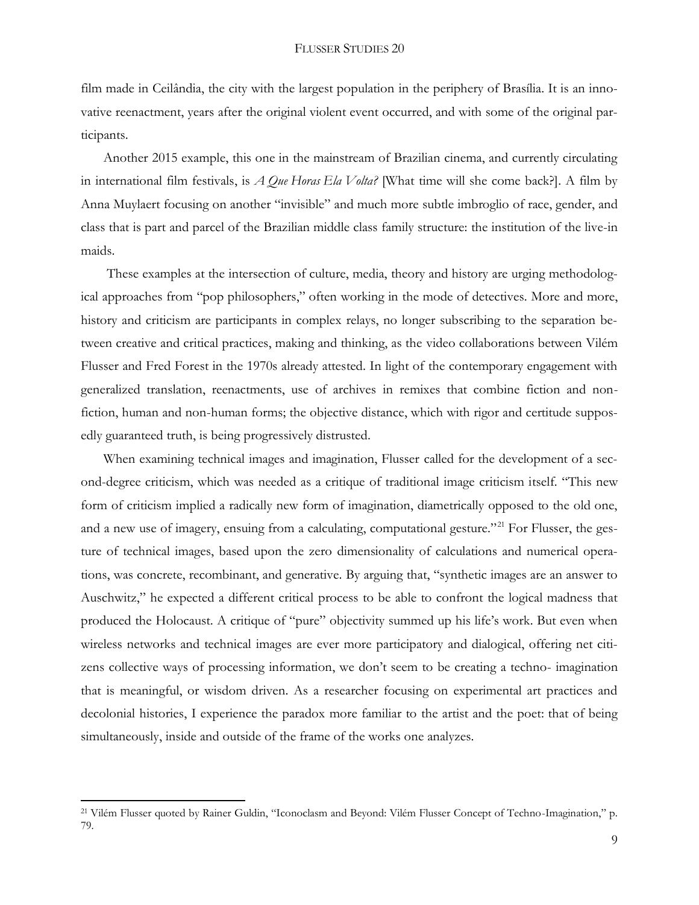film made in Ceilândia, the city with the largest population in the periphery of Brasília. It is an innovative reenactment, years after the original violent event occurred, and with some of the original participants.

Another 2015 example, this one in the mainstream of Brazilian cinema, and currently circulating in international film festivals, is *A Que Horas Ela Volta?* [What time will she come back?]. A film by Anna Muylaert focusing on another "invisible" and much more subtle imbroglio of race, gender, and class that is part and parcel of the Brazilian middle class family structure: the institution of the live-in maids.

These examples at the intersection of culture, media, theory and history are urging methodological approaches from "pop philosophers," often working in the mode of detectives. More and more, history and criticism are participants in complex relays, no longer subscribing to the separation between creative and critical practices, making and thinking, as the video collaborations between Vilém Flusser and Fred Forest in the 1970s already attested. In light of the contemporary engagement with generalized translation, reenactments, use of archives in remixes that combine fiction and non-fiction, human and non-human forms; the objective distance, which with rigor and certitude supposedly guaranteed truth, is being progressively distrusted.

When examining technical images and imagination, Flusser called for the development of a second-degree criticism, which was needed as a critique of traditional image criticism itself. "This new form of criticism implied a radically new form of imagination, diametrically opposed to the old one, and a new use of imagery, ensuing from a calculating, computational gesture."[21] For Flusser, the gesture of technical images, based upon the zero dimensionality of calculations and numerical operations, was concrete, recombinant, and generative. By arguing that, "synthetic images are an answer to Auschwitz," he expected a different critical process to be able to confront the logical madness that produced the Holocaust. A critique of "pure" objectivity summed up his life's work. But even when wireless networks and technical images are ever more participatory and dialogical, offering net citizens collective ways of processing information, we don't seem to be creating a techno- imagination that is meaningful, or wisdom driven. As a researcher focusing on experimental art practices and decolonial histories, I experience the paradox more familiar to the artist and the poet: that of being simultaneously, inside and outside of the frame of the works one analyzes.

---

[21] Vilém Flusser quoted by Rainer Guldin, "Iconoclasm and Beyond: Vilém Flusser Concept of Techno-Imagination," p. 79.